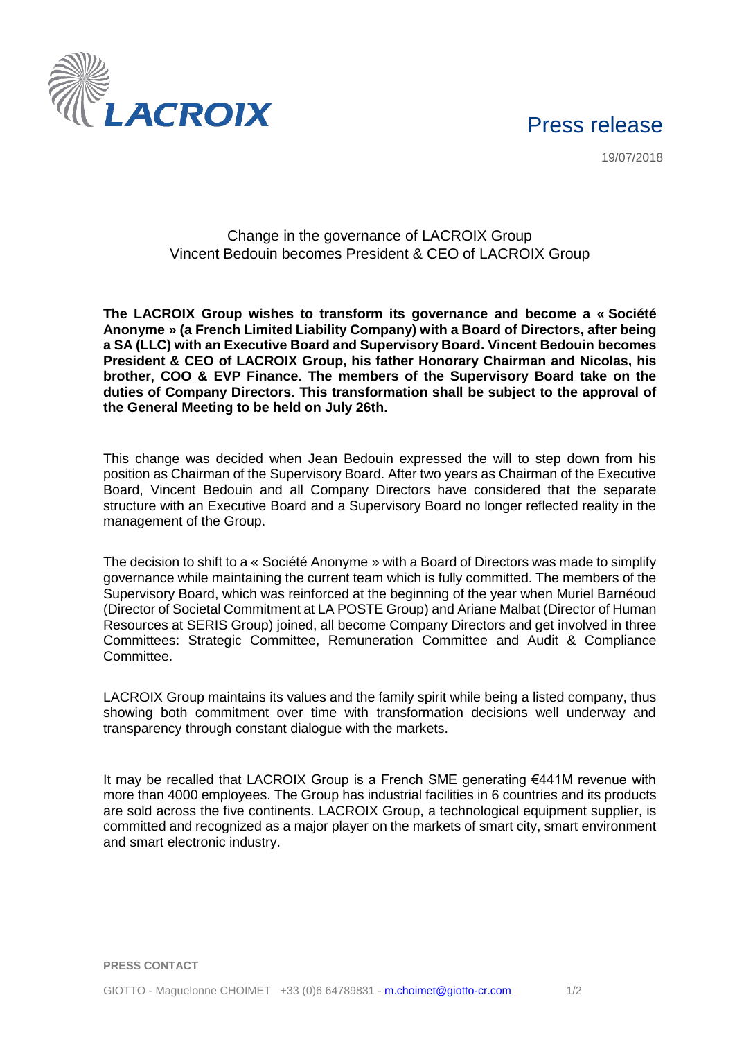# Press release

19/07/2018

## Change in the governance of LACROIX Group
## Vincent Bedouin becomes President & CEO of LACROIX Group

**The LACROIX Group wishes to transform its governance and become a « Société Anonyme » (a French Limited Liability Company) with a Board of Directors, after being a SA (LLC) with an Executive Board and Supervisory Board. Vincent Bedouin becomes President & CEO of LACROIX Group, his father Honorary Chairman and Nicolas, his brother, COO & EVP Finance. The members of the Supervisory Board take on the duties of Company Directors. This transformation shall be subject to the approval of the General Meeting to be held on July 26th.**

This change was decided when Jean Bedouin expressed the will to step down from his position as Chairman of the Supervisory Board. After two years as Chairman of the Executive Board, Vincent Bedouin and all Company Directors have considered that the separate structure with an Executive Board and a Supervisory Board no longer reflected reality in the management of the Group.

The decision to shift to a « Société Anonyme » with a Board of Directors was made to simplify governance while maintaining the current team which is fully committed. The members of the Supervisory Board, which was reinforced at the beginning of the year when Muriel Barnéoud (Director of Societal Commitment at LA POSTE Group) and Ariane Malbat (Director of Human Resources at SERIS Group) joined, all become Company Directors and get involved in three Committees: Strategic Committee, Remuneration Committee and Audit & Compliance Committee.

LACROIX Group maintains its values and the family spirit while being a listed company, thus showing both commitment over time with transformation decisions well underway and transparency through constant dialogue with the markets.

It may be recalled that LACROIX Group is a French SME generating €441M revenue with more than 4000 employees. The Group has industrial facilities in 6 countries and its products are sold across the five continents. LACROIX Group, a technological equipment supplier, is committed and recognized as a major player on the markets of smart city, smart environment and smart electronic industry.

**PRESS CONTACT**

GIOTTO - Maguelonne CHOIMET +33 (0)6 64789831 - m.choimet@giotto-cr.com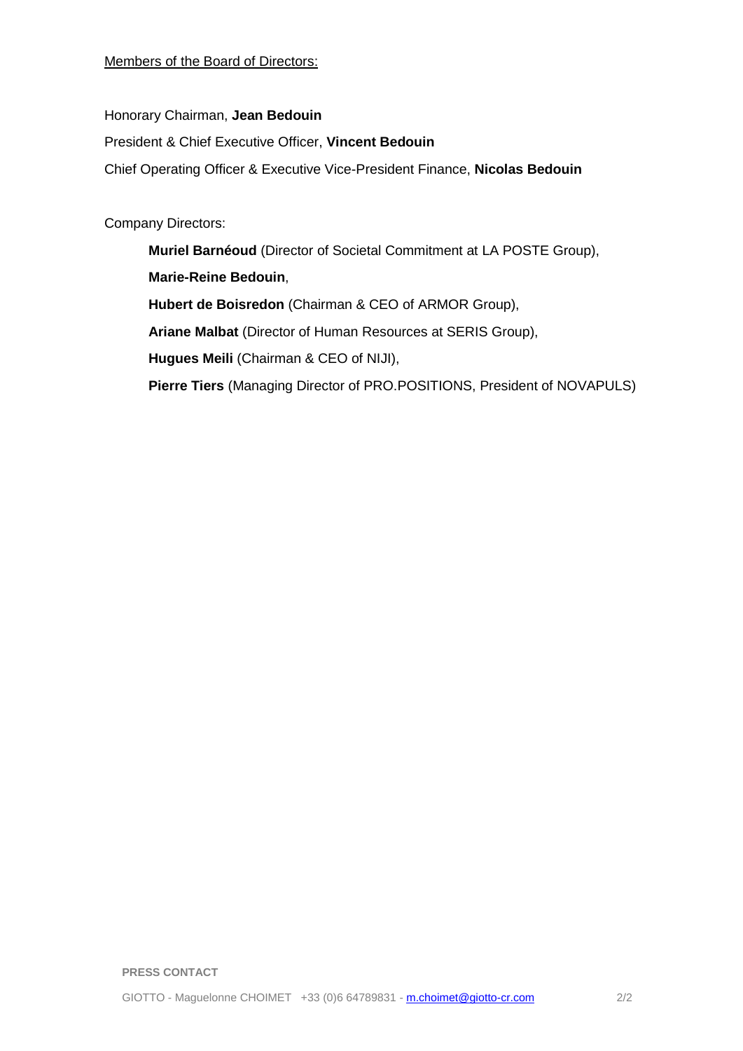Members of the Board of Directors:

Honorary Chairman, **Jean Bedouin**

President & Chief Executive Officer, **Vincent Bedouin**

Chief Operating Officer & Executive Vice-President Finance, **Nicolas Bedouin**

Company Directors:

- **Muriel Barnéoud** (Director of Societal Commitment at LA POSTE Group),
- **Marie-Reine Bedouin**,
- **Hubert de Boisredon** (Chairman & CEO of ARMOR Group),
- **Ariane Malbat** (Director of Human Resources at SERIS Group),
- **Hugues Meili** (Chairman & CEO of NIJI),
- **Pierre Tiers** (Managing Director of PRO.POSITIONS, President of NOVAPULS)

**PRESS CONTACT**

GIOTTO - Maguelonne CHOIMET +33 (0)6 64789831 - m.choimet@giotto-cr.com